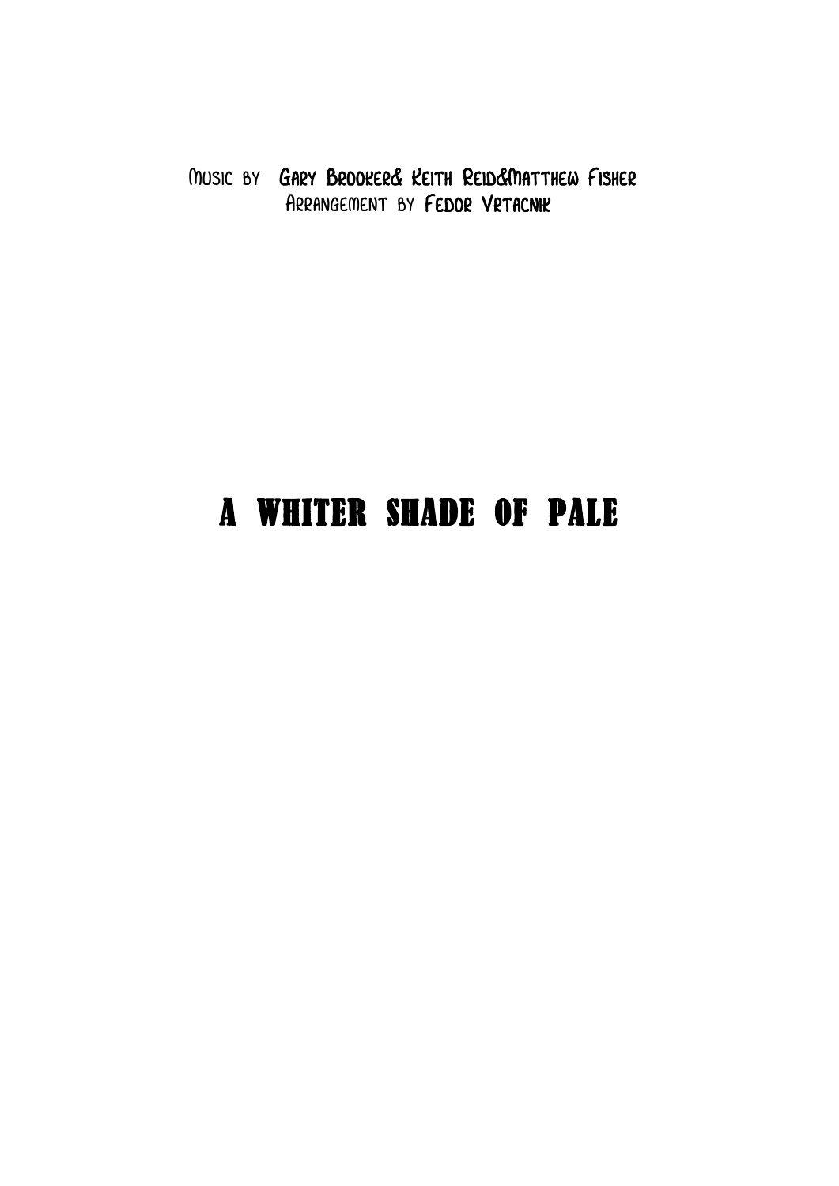Music by Gary Brooker& Keith Reid&Matthew Fisher
Arrangement by Fedor Vrtacnik

# A WHITER SHADE OF PALE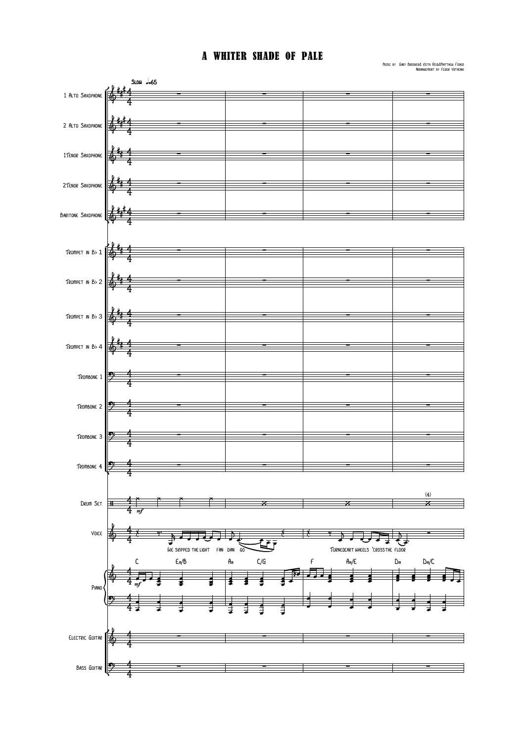# A WHITER SHADE OF PALE

Music by Gary Brooker& Keith Reid&Matthew Fisher
Arrangement by Fedor Vetrone

Slow ♩=65

1 Alto Saxophone

2 Alto Saxophone

1Tenor Saxophone

2Tenor Saxophone

Baritone Saxophone

Trumpet in B♭ 1

Trumpet in B♭ 2

Trumpet in B♭ 3

Trumpet in B♭ 4

Trombone 1

Trombone 2

Trombone 3

Trombone 4

Drum Set

Voice

We skipped the light fan dan go

Turnedcart wheels 'cross the floor

C Em/B Am C/G F Am/E Dm Dm/C

Piano

Electric Guitar

Bass Guitar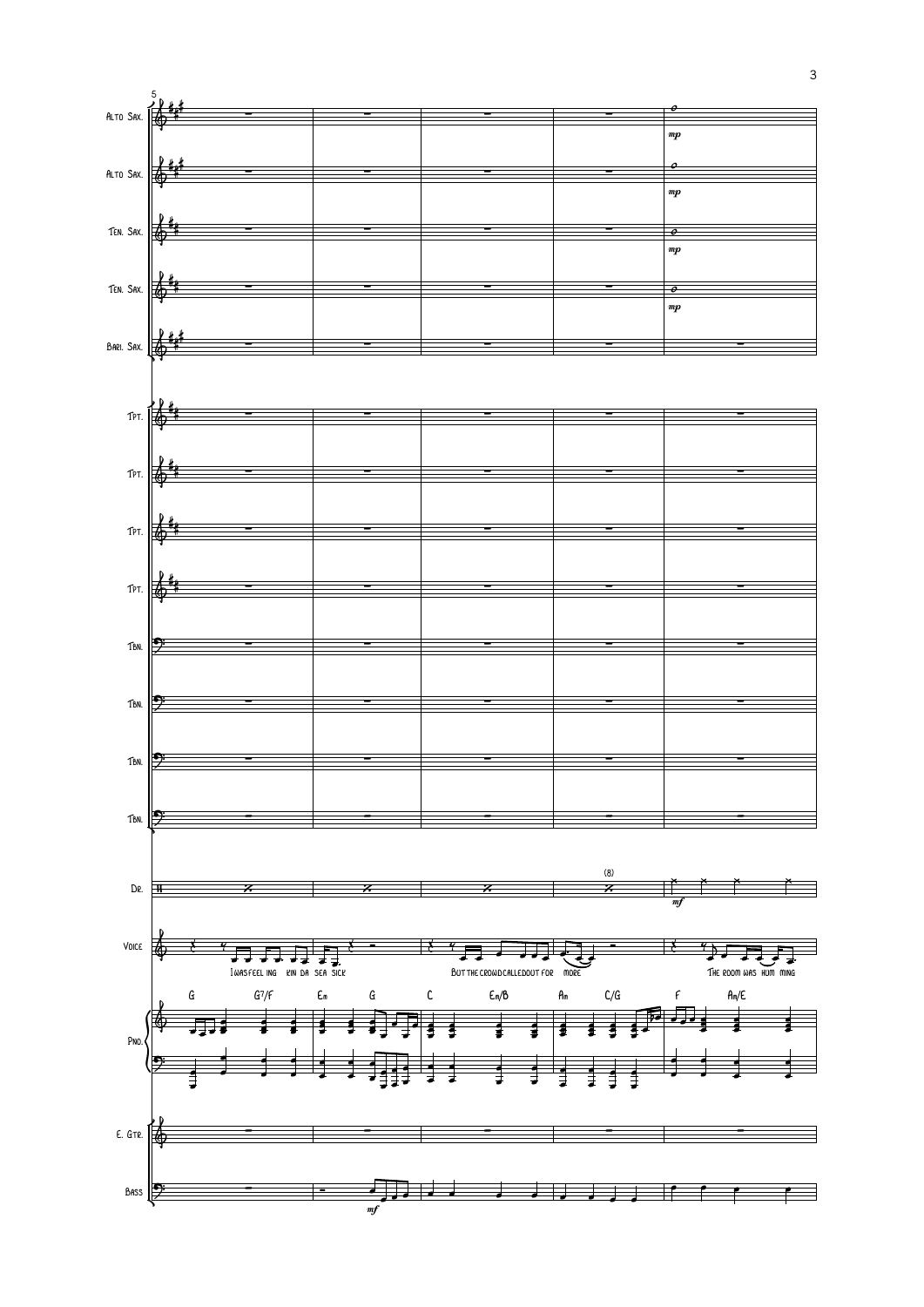Alto Sax.

Alto Sax.

Ten. Sax.

Ten. Sax.

Bari. Sax.

Tpt.

Tpt.

Tpt.

Tpt.

Tbn.

Tbn.

Tbn.

Tbn.

Dr.

Voice

Pno.

E. Gtr.

Bass

5

*mp*

*mf*

(8)

I was feel ing kin da sea sick

But the crowd called out for more

The room was hum ming

G G7/F Em G C Em/B Am C/G F Am/E